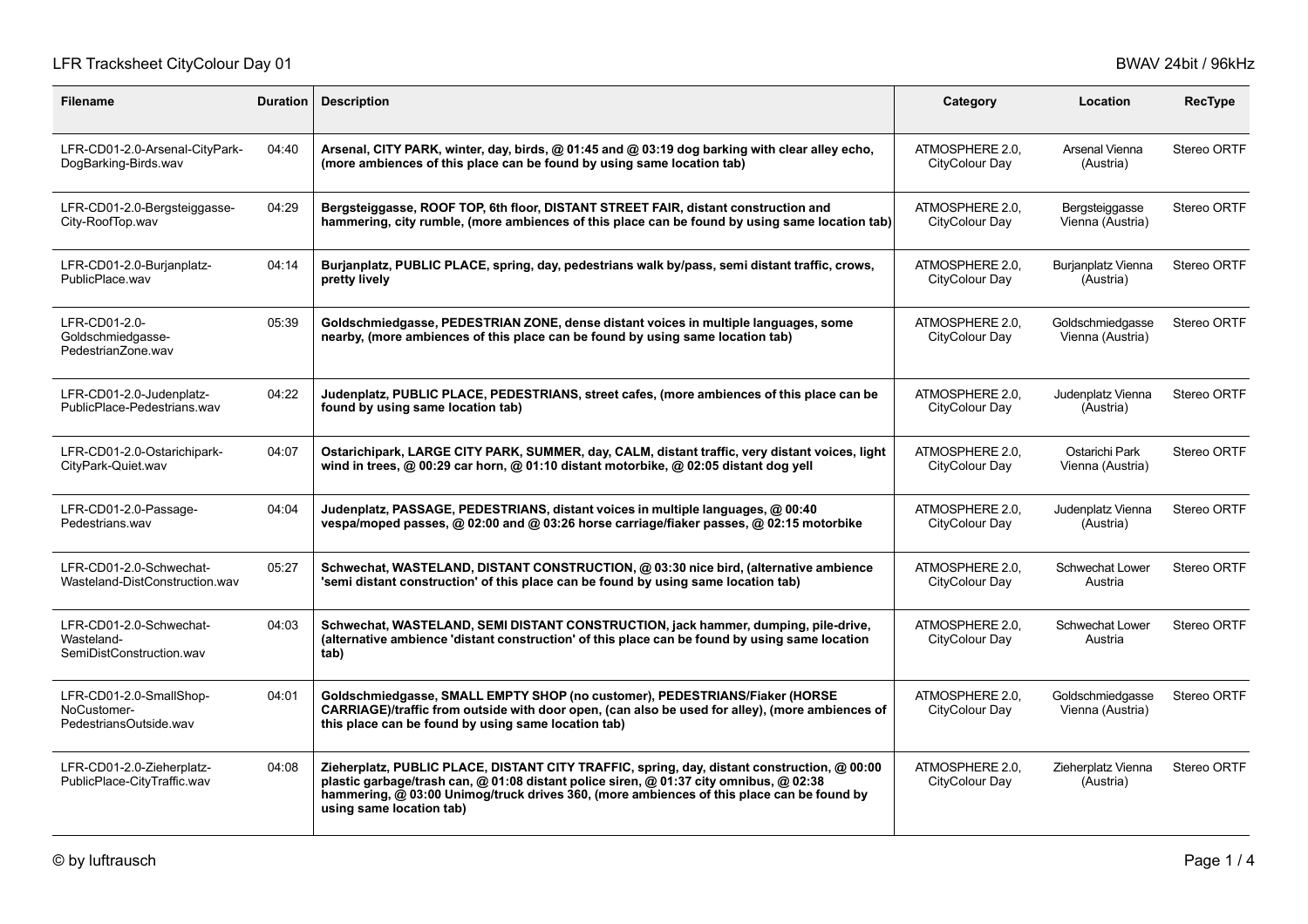LFR Tracksheet CityColour Day 01

BWAV 24bit / 96kHz

| Filename | Duration | Description | Category | Location | RecType |
|---|---|---|---|---|---|
| LFR-CD01-2.0-Arsenal-CityPark-DogBarking-Birds.wav | 04:40 | **Arsenal, CITY PARK, winter, day, birds, @ 01:45 and @ 03:19 dog barking with clear alley echo, (more ambiences of this place can be found by using same location tab)** | ATMOSPHERE 2.0, CityColour Day | Arsenal Vienna (Austria) | Stereo ORTF |
| LFR-CD01-2.0-Bergsteiggasse-City-RoofTop.wav | 04:29 | **Bergsteiggasse, ROOF TOP, 6th floor, DISTANT STREET FAIR, distant construction and hammering, city rumble, (more ambiences of this place can be found by using same location tab)** | ATMOSPHERE 2.0, CityColour Day | Bergsteiggasse Vienna (Austria) | Stereo ORTF |
| LFR-CD01-2.0-Burjanplatz-PublicPlace.wav | 04:14 | **Burjanplatz, PUBLIC PLACE, spring, day, pedestrians walk by/pass, semi distant traffic, crows, pretty lively** | ATMOSPHERE 2.0, CityColour Day | Burjanplatz Vienna (Austria) | Stereo ORTF |
| LFR-CD01-2.0-Goldschmiedgasse-PedestrianZone.wav | 05:39 | **Goldschmiedgasse, PEDESTRIAN ZONE, dense distant voices in multiple languages, some nearby, (more ambiences of this place can be found by using same location tab)** | ATMOSPHERE 2.0, CityColour Day | Goldschmiedgasse Vienna (Austria) | Stereo ORTF |
| LFR-CD01-2.0-Judenplatz-PublicPlace-Pedestrians.wav | 04:22 | **Judenplatz, PUBLIC PLACE, PEDESTRIANS, street cafes, (more ambiences of this place can be found by using same location tab)** | ATMOSPHERE 2.0, CityColour Day | Judenplatz Vienna (Austria) | Stereo ORTF |
| LFR-CD01-2.0-Ostarichipark-CityPark-Quiet.wav | 04:07 | **Ostarichipark, LARGE CITY PARK, SUMMER, day, CALM, distant traffic, very distant voices, light wind in trees, @ 00:29 car horn, @ 01:10 distant motorbike, @ 02:05 distant dog yell** | ATMOSPHERE 2.0, CityColour Day | Ostarichi Park Vienna (Austria) | Stereo ORTF |
| LFR-CD01-2.0-Passage-Pedestrians.wav | 04:04 | **Judenplatz, PASSAGE, PEDESTRIANS, distant voices in multiple languages, @ 00:40 vespa/moped passes, @ 02:00 and @ 03:26 horse carriage/fiaker passes, @ 02:15 motorbike** | ATMOSPHERE 2.0, CityColour Day | Judenplatz Vienna (Austria) | Stereo ORTF |
| LFR-CD01-2.0-Schwechat-Wasteland-DistConstruction.wav | 05:27 | **Schwechat, WASTELAND, DISTANT CONSTRUCTION, @ 03:30 nice bird, (alternative ambience 'semi distant construction' of this place can be found by using same location tab)** | ATMOSPHERE 2.0, CityColour Day | Schwechat Lower Austria | Stereo ORTF |
| LFR-CD01-2.0-Schwechat-Wasteland-SemiDistConstruction.wav | 04:03 | **Schwechat, WASTELAND, SEMI DISTANT CONSTRUCTION, jack hammer, dumping, pile-drive, (alternative ambience 'distant construction' of this place can be found by using same location tab)** | ATMOSPHERE 2.0, CityColour Day | Schwechat Lower Austria | Stereo ORTF |
| LFR-CD01-2.0-SmallShop-NoCustomer-PedestriansOutside.wav | 04:01 | **Goldschmiedgasse, SMALL EMPTY SHOP (no customer), PEDESTRIANS/Fiaker (HORSE CARRIAGE)/traffic from outside with door open, (can also be used for alley), (more ambiences of this place can be found by using same location tab)** | ATMOSPHERE 2.0, CityColour Day | Goldschmiedgasse Vienna (Austria) | Stereo ORTF |
| LFR-CD01-2.0-Zieherplatz-PublicPlace-CityTraffic.wav | 04:08 | **Zieherplatz, PUBLIC PLACE, DISTANT CITY TRAFFIC, spring, day, distant construction, @ 00:00 plastic garbage/trash can, @ 01:08 distant police siren, @ 01:37 city omnibus, @ 02:38 hammering, @ 03:00 Unimog/truck drives 360, (more ambiences of this place can be found by using same location tab)** | ATMOSPHERE 2.0, CityColour Day | Zieherplatz Vienna (Austria) | Stereo ORTF |

© by luftrausch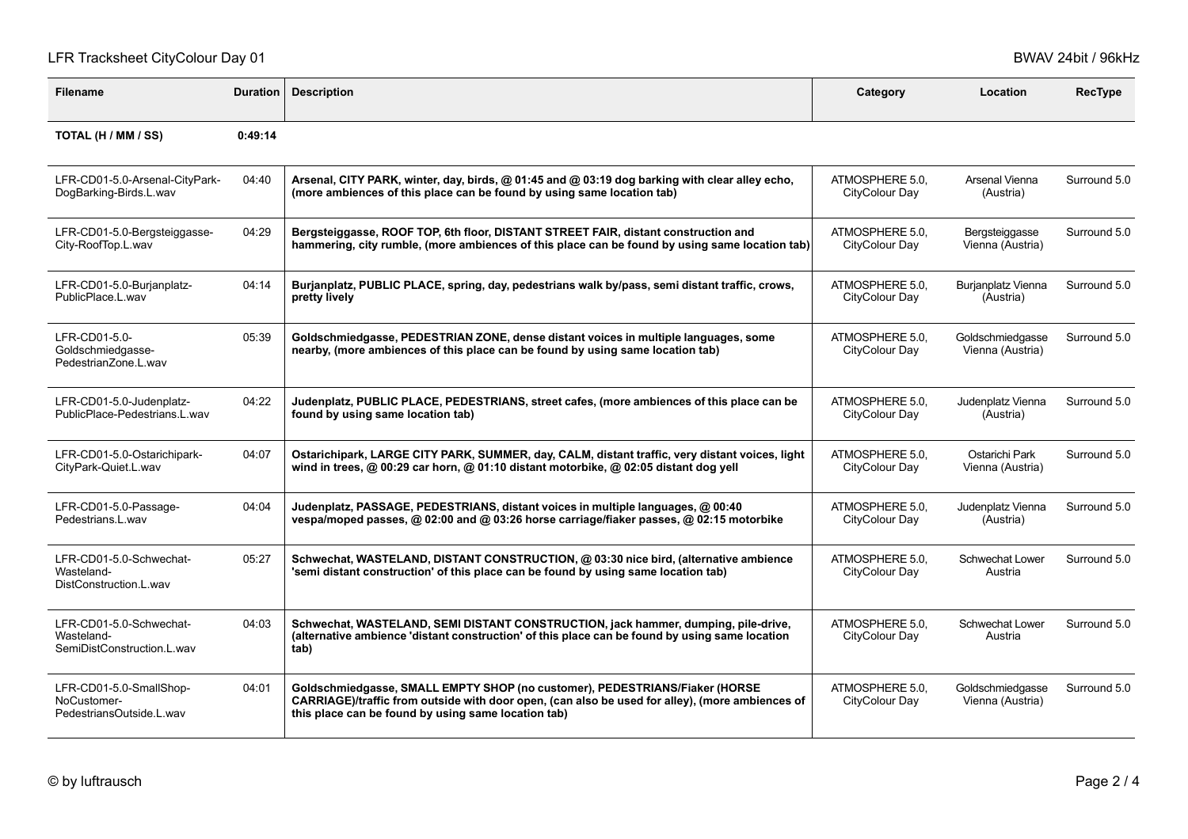LFR Tracksheet CityColour Day 01

BWAV 24bit / 96kHz

| Filename | Duration | Description | Category | Location | RecType |
|---|---|---|---|---|---|
| **TOTAL (H / MM / SS)** | **0:49:14** | | | | |
| LFR-CD01-5.0-Arsenal-CityPark-DogBarking-Birds.L.wav | 04:40 | **Arsenal, CITY PARK, winter, day, birds, @ 01:45 and @ 03:19 dog barking with clear alley echo, (more ambiences of this place can be found by using same location tab)** | ATMOSPHERE 5.0, CityColour Day | Arsenal Vienna (Austria) | Surround 5.0 |
| LFR-CD01-5.0-Bergsteiggasse-City-RoofTop.L.wav | 04:29 | **Bergsteiggasse, ROOF TOP, 6th floor, DISTANT STREET FAIR, distant construction and hammering, city rumble, (more ambiences of this place can be found by using same location tab)** | ATMOSPHERE 5.0, CityColour Day | Bergsteiggasse Vienna (Austria) | Surround 5.0 |
| LFR-CD01-5.0-Burjanplatz-PublicPlace.L.wav | 04:14 | **Burjanplatz, PUBLIC PLACE, spring, day, pedestrians walk by/pass, semi distant traffic, crows, pretty lively** | ATMOSPHERE 5.0, CityColour Day | Burjanplatz Vienna (Austria) | Surround 5.0 |
| LFR-CD01-5.0-Goldschmiedgasse-PedestrianZone.L.wav | 05:39 | **Goldschmiedgasse, PEDESTRIAN ZONE, dense distant voices in multiple languages, some nearby, (more ambiences of this place can be found by using same location tab)** | ATMOSPHERE 5.0, CityColour Day | Goldschmiedgasse Vienna (Austria) | Surround 5.0 |
| LFR-CD01-5.0-Judenplatz-PublicPlace-Pedestrians.L.wav | 04:22 | **Judenplatz, PUBLIC PLACE, PEDESTRIANS, street cafes, (more ambiences of this place can be found by using same location tab)** | ATMOSPHERE 5.0, CityColour Day | Judenplatz Vienna (Austria) | Surround 5.0 |
| LFR-CD01-5.0-Ostarichipark-CityPark-Quiet.L.wav | 04:07 | **Ostarichipark, LARGE CITY PARK, SUMMER, day, CALM, distant traffic, very distant voices, light wind in trees, @ 00:29 car horn, @ 01:10 distant motorbike, @ 02:05 distant dog yell** | ATMOSPHERE 5.0, CityColour Day | Ostarichi Park Vienna (Austria) | Surround 5.0 |
| LFR-CD01-5.0-Passage-Pedestrians.L.wav | 04:04 | **Judenplatz, PASSAGE, PEDESTRIANS, distant voices in multiple languages, @ 00:40 vespa/moped passes, @ 02:00 and @ 03:26 horse carriage/fiaker passes, @ 02:15 motorbike** | ATMOSPHERE 5.0, CityColour Day | Judenplatz Vienna (Austria) | Surround 5.0 |
| LFR-CD01-5.0-Schwechat-Wasteland-DistConstruction.L.wav | 05:27 | **Schwechat, WASTELAND, DISTANT CONSTRUCTION, @ 03:30 nice bird, (alternative ambience 'semi distant construction' of this place can be found by using same location tab)** | ATMOSPHERE 5.0, CityColour Day | Schwechat Lower Austria | Surround 5.0 |
| LFR-CD01-5.0-Schwechat-Wasteland-SemiDistConstruction.L.wav | 04:03 | **Schwechat, WASTELAND, SEMI DISTANT CONSTRUCTION, jack hammer, dumping, pile-drive, (alternative ambience 'distant construction' of this place can be found by using same location tab)** | ATMOSPHERE 5.0, CityColour Day | Schwechat Lower Austria | Surround 5.0 |
| LFR-CD01-5.0-SmallShop-NoCustomer-PedestriansOutside.L.wav | 04:01 | **Goldschmiedgasse, SMALL EMPTY SHOP (no customer), PEDESTRIANS/Fiaker (HORSE CARRIAGE)/traffic from outside with door open, (can also be used for alley), (more ambiences of this place can be found by using same location tab)** | ATMOSPHERE 5.0, CityColour Day | Goldschmiedgasse Vienna (Austria) | Surround 5.0 |

© by luftrausch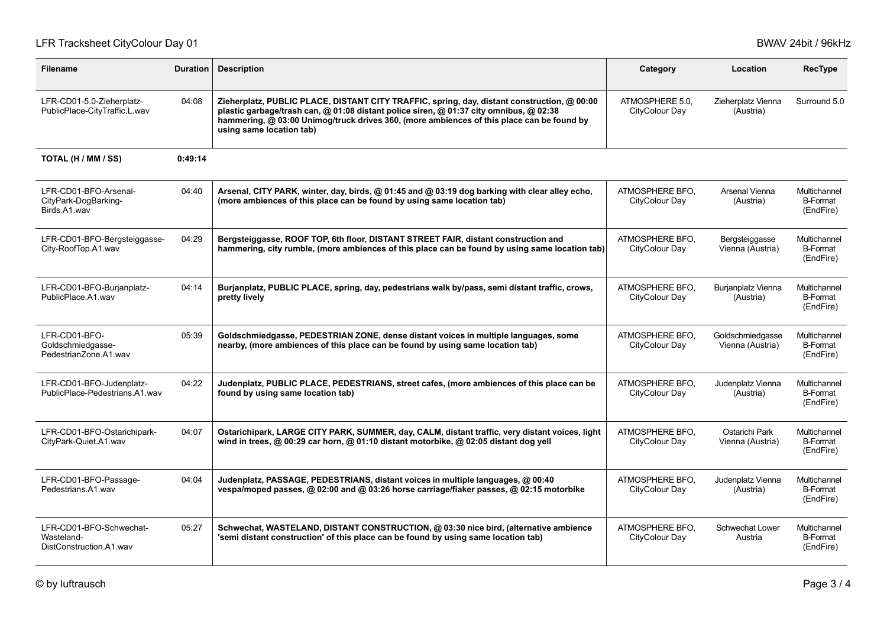| Filename | Duration | Description | Category | Location | RecType |
|---|---|---|---|---|---|
| LFR-CD01-5.0-Zieherplatz-PublicPlace-CityTraffic.L.wav | 04:08 | **Zieherplatz, PUBLIC PLACE, DISTANT CITY TRAFFIC, spring, day, distant construction, @ 00:00 plastic garbage/trash can, @ 01:08 distant police siren, @ 01:37 city omnibus, @ 02:38 hammering, @ 03:00 Unimog/truck drives 360, (more ambiences of this place can be found by using same location tab)** | ATMOSPHERE 5.0, CityColour Day | Zieherplatz Vienna (Austria) | Surround 5.0 |
| **TOTAL (H / MM / SS)** | **0:49:14** | | | | |
| LFR-CD01-BFO-Arsenal-CityPark-DogBarking-Birds.A1.wav | 04:40 | **Arsenal, CITY PARK, winter, day, birds, @ 01:45 and @ 03:19 dog barking with clear alley echo, (more ambiences of this place can be found by using same location tab)** | ATMOSPHERE BFO, CityColour Day | Arsenal Vienna (Austria) | Multichannel B-Format (EndFire) |
| LFR-CD01-BFO-Bergsteiggasse-City-RoofTop.A1.wav | 04:29 | **Bergsteiggasse, ROOF TOP, 6th floor, DISTANT STREET FAIR, distant construction and hammering, city rumble, (more ambiences of this place can be found by using same location tab)** | ATMOSPHERE BFO, CityColour Day | Bergsteiggasse Vienna (Austria) | Multichannel B-Format (EndFire) |
| LFR-CD01-BFO-Burjanplatz-PublicPlace.A1.wav | 04:14 | **Burjanplatz, PUBLIC PLACE, spring, day, pedestrians walk by/pass, semi distant traffic, crows, pretty lively** | ATMOSPHERE BFO, CityColour Day | Burjanplatz Vienna (Austria) | Multichannel B-Format (EndFire) |
| LFR-CD01-BFO-Goldschmiedgasse-PedestrianZone.A1.wav | 05:39 | **Goldschmiedgasse, PEDESTRIAN ZONE, dense distant voices in multiple languages, some nearby, (more ambiences of this place can be found by using same location tab)** | ATMOSPHERE BFO, CityColour Day | Goldschmiedgasse Vienna (Austria) | Multichannel B-Format (EndFire) |
| LFR-CD01-BFO-Judenplatz-PublicPlace-Pedestrians.A1.wav | 04:22 | **Judenplatz, PUBLIC PLACE, PEDESTRIANS, street cafes, (more ambiences of this place can be found by using same location tab)** | ATMOSPHERE BFO, CityColour Day | Judenplatz Vienna (Austria) | Multichannel B-Format (EndFire) |
| LFR-CD01-BFO-Ostarichipark-CityPark-Quiet.A1.wav | 04:07 | **Ostarichipark, LARGE CITY PARK, SUMMER, day, CALM, distant traffic, very distant voices, light wind in trees, @ 00:29 car horn, @ 01:10 distant motorbike, @ 02:05 distant dog yell** | ATMOSPHERE BFO, CityColour Day | Ostarichi Park Vienna (Austria) | Multichannel B-Format (EndFire) |
| LFR-CD01-BFO-Passage-Pedestrians.A1.wav | 04:04 | **Judenplatz, PASSAGE, PEDESTRIANS, distant voices in multiple languages, @ 00:40 vespa/moped passes, @ 02:00 and @ 03:26 horse carriage/fiaker passes, @ 02:15 motorbike** | ATMOSPHERE BFO, CityColour Day | Judenplatz Vienna (Austria) | Multichannel B-Format (EndFire) |
| LFR-CD01-BFO-Schwechat-Wasteland-DistConstruction.A1.wav | 05:27 | **Schwechat, WASTELAND, DISTANT CONSTRUCTION, @ 03:30 nice bird, (alternative ambience 'semi distant construction' of this place can be found by using same location tab)** | ATMOSPHERE BFO, CityColour Day | Schwechat Lower Austria | Multichannel B-Format (EndFire) |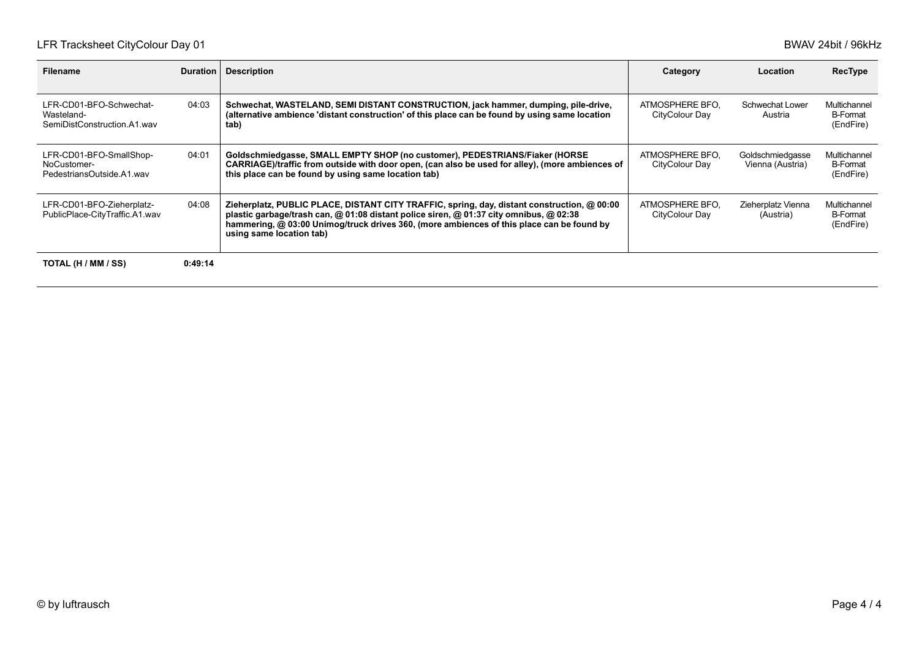LFR Tracksheet CityColour Day 01

BWAV 24bit / 96kHz

| Filename | Duration | Description | Category | Location | RecType |
|---|---|---|---|---|---|
| LFR-CD01-BFO-Schwechat-Wasteland-SemiDistConstruction.A1.wav | 04:03 | **Schwechat, WASTELAND, SEMI DISTANT CONSTRUCTION, jack hammer, dumping, pile-drive, (alternative ambience 'distant construction' of this place can be found by using same location tab)** | ATMOSPHERE BFO, CityColour Day | Schwechat Lower Austria | Multichannel B-Format (EndFire) |
| LFR-CD01-BFO-SmallShop-NoCustomer-PedestriansOutside.A1.wav | 04:01 | **Goldschmiedgasse, SMALL EMPTY SHOP (no customer), PEDESTRIANS/Fiaker (HORSE CARRIAGE)/traffic from outside with door open, (can also be used for alley), (more ambiences of this place can be found by using same location tab)** | ATMOSPHERE BFO, CityColour Day | Goldschmiedgasse Vienna (Austria) | Multichannel B-Format (EndFire) |
| LFR-CD01-BFO-Zieherplatz-PublicPlace-CityTraffic.A1.wav | 04:08 | **Zieherplatz, PUBLIC PLACE, DISTANT CITY TRAFFIC, spring, day, distant construction, @ 00:00 plastic garbage/trash can, @ 01:08 distant police siren, @ 01:37 city omnibus, @ 02:38 hammering, @ 03:00 Unimog/truck drives 360, (more ambiences of this place can be found by using same location tab)** | ATMOSPHERE BFO, CityColour Day | Zieherplatz Vienna (Austria) | Multichannel B-Format (EndFire) |
| **TOTAL (H / MM / SS)** | **0:49:14** | | | | |

© by luftrausch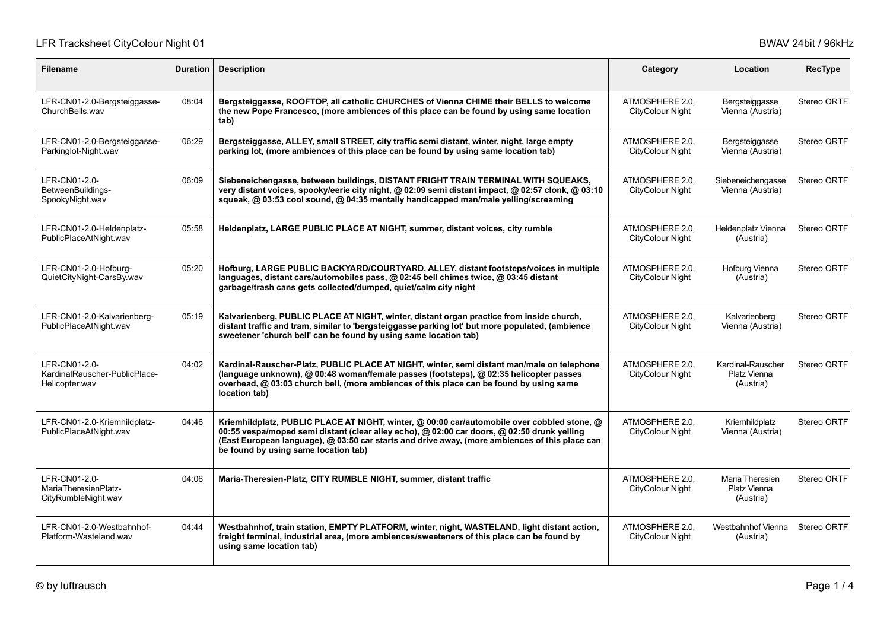LFR Tracksheet CityColour Night 01

BWAV 24bit / 96kHz

| Filename | Duration | Description | Category | Location | RecType |
|---|---|---|---|---|---|
| LFR-CN01-2.0-Bergsteiggasse-ChurchBells.wav | 08:04 | **Bergsteiggasse, ROOFTOP, all catholic CHURCHES of Vienna CHIME their BELLS to welcome the new Pope Francesco, (more ambiences of this place can be found by using same location tab)** | ATMOSPHERE 2.0, CityColour Night | Bergsteiggasse Vienna (Austria) | Stereo ORTF |
| LFR-CN01-2.0-Bergsteiggasse-Parkinglot-Night.wav | 06:29 | **Bergsteiggasse, ALLEY, small STREET, city traffic semi distant, winter, night, large empty parking lot, (more ambiences of this place can be found by using same location tab)** | ATMOSPHERE 2.0, CityColour Night | Bergsteiggasse Vienna (Austria) | Stereo ORTF |
| LFR-CN01-2.0-BetweenBuildings-SpookyNight.wav | 06:09 | **Siebeneichengasse, between buildings, DISTANT FRIGHT TRAIN TERMINAL WITH SQUEAKS, very distant voices, spooky/eerie city night, @ 02:09 semi distant impact, @ 02:57 clonk, @ 03:10 squeak, @ 03:53 cool sound, @ 04:35 mentally handicapped man/male yelling/screaming** | ATMOSPHERE 2.0, CityColour Night | Siebeneichengasse Vienna (Austria) | Stereo ORTF |
| LFR-CN01-2.0-Heldenplatz-PublicPlaceAtNight.wav | 05:58 | **Heldenplatz, LARGE PUBLIC PLACE AT NIGHT, summer, distant voices, city rumble** | ATMOSPHERE 2.0, CityColour Night | Heldenplatz Vienna (Austria) | Stereo ORTF |
| LFR-CN01-2.0-Hofburg-QuietCityNight-CarsBy.wav | 05:20 | **Hofburg, LARGE PUBLIC BACKYARD/COURTYARD, ALLEY, distant footsteps/voices in multiple languages, distant cars/automobiles pass, @ 02:45 bell chimes twice, @ 03:45 distant garbage/trash cans gets collected/dumped, quiet/calm city night** | ATMOSPHERE 2.0, CityColour Night | Hofburg Vienna (Austria) | Stereo ORTF |
| LFR-CN01-2.0-Kalvarienberg-PublicPlaceAtNight.wav | 05:19 | **Kalvarienberg, PUBLIC PLACE AT NIGHT, winter, distant organ practice from inside church, distant traffic and tram, similar to 'bergsteiggasse parking lot' but more populated, (ambience sweetener 'church bell' can be found by using same location tab)** | ATMOSPHERE 2.0, CityColour Night | Kalvarienberg Vienna (Austria) | Stereo ORTF |
| LFR-CN01-2.0-KardinalRauscher-PublicPlace-Helicopter.wav | 04:02 | **Kardinal-Rauscher-Platz, PUBLIC PLACE AT NIGHT, winter, semi distant man/male on telephone (language unknown), @ 00:48 woman/female passes (footsteps), @ 02:35 helicopter passes overhead, @ 03:03 church bell, (more ambiences of this place can be found by using same location tab)** | ATMOSPHERE 2.0, CityColour Night | Kardinal-Rauscher Platz Vienna (Austria) | Stereo ORTF |
| LFR-CN01-2.0-Kriemhildplatz-PublicPlaceAtNight.wav | 04:46 | **Kriemhildplatz, PUBLIC PLACE AT NIGHT, winter, @ 00:00 car/automobile over cobbled stone, @ 00:55 vespa/moped semi distant (clear alley echo), @ 02:00 car doors, @ 02:50 drunk yelling (East European language), @ 03:50 car starts and drive away, (more ambiences of this place can be found by using same location tab)** | ATMOSPHERE 2.0, CityColour Night | Kriemhildplatz Vienna (Austria) | Stereo ORTF |
| LFR-CN01-2.0-MariaTheresienPlatz-CityRumbleNight.wav | 04:06 | **Maria-Theresien-Platz, CITY RUMBLE NIGHT, summer, distant traffic** | ATMOSPHERE 2.0, CityColour Night | Maria Theresien Platz Vienna (Austria) | Stereo ORTF |
| LFR-CN01-2.0-Westbahnhof-Platform-Wasteland.wav | 04:44 | **Westbahnhof, train station, EMPTY PLATFORM, winter, night, WASTELAND, light distant action, freight terminal, industrial area, (more ambiences/sweeteners of this place can be found by using same location tab)** | ATMOSPHERE 2.0, CityColour Night | Westbahnhof Vienna (Austria) | Stereo ORTF |

© by luftrausch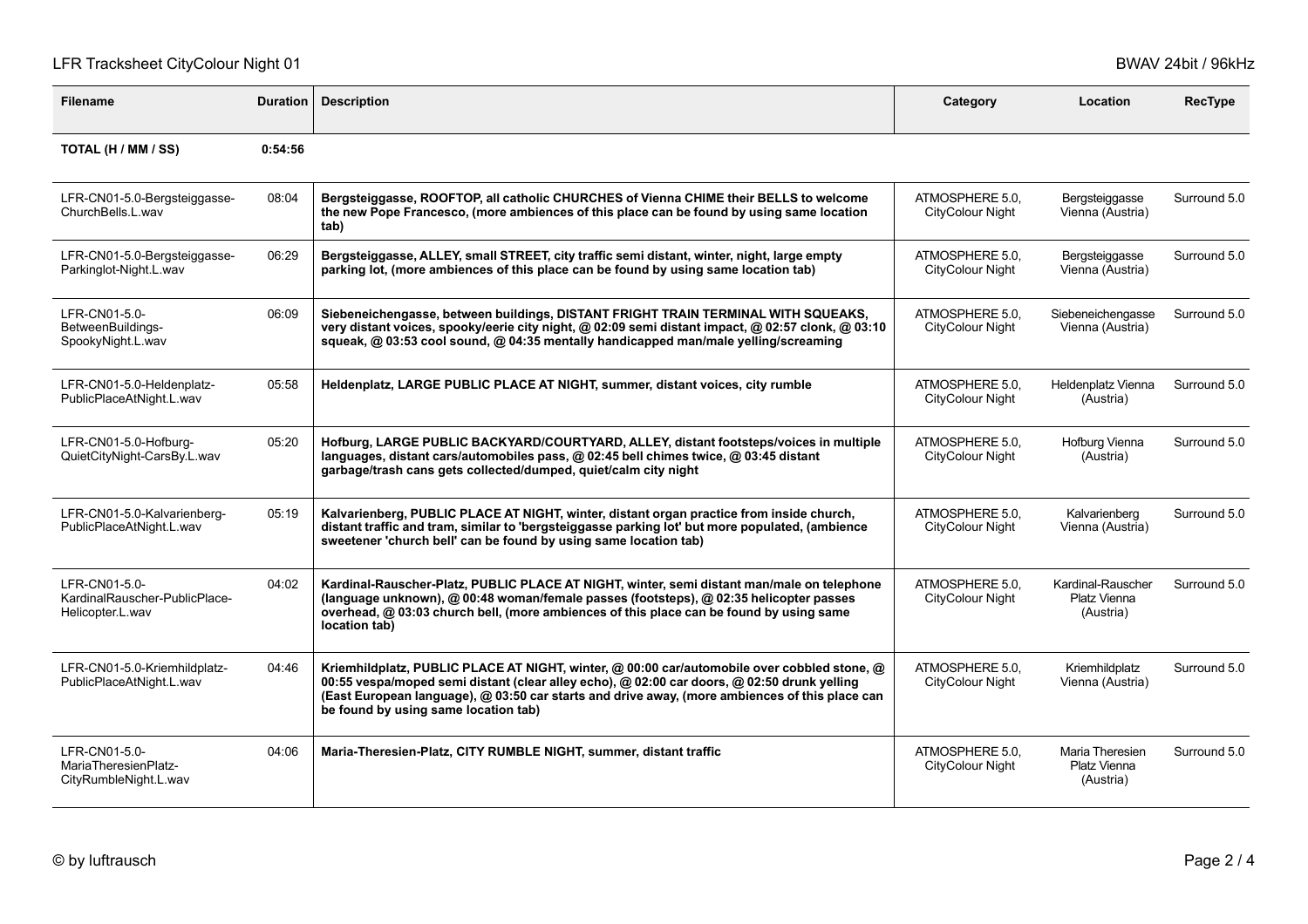LFR Tracksheet CityColour Night 01

BWAV 24bit / 96kHz

| Filename | Duration | Description | Category | Location | RecType |
|---|---|---|---|---|---|
| **TOTAL (H / MM / SS)** | **0:54:56** | | | | |
| LFR-CN01-5.0-Bergsteiggasse-ChurchBells.L.wav | 08:04 | **Bergsteiggasse, ROOFTOP, all catholic CHURCHES of Vienna CHIME their BELLS to welcome the new Pope Francesco, (more ambiences of this place can be found by using same location tab)** | ATMOSPHERE 5.0, CityColour Night | Bergsteiggasse Vienna (Austria) | Surround 5.0 |
| LFR-CN01-5.0-Bergsteiggasse-Parkinglot-Night.L.wav | 06:29 | **Bergsteiggasse, ALLEY, small STREET, city traffic semi distant, winter, night, large empty parking lot, (more ambiences of this place can be found by using same location tab)** | ATMOSPHERE 5.0, CityColour Night | Bergsteiggasse Vienna (Austria) | Surround 5.0 |
| LFR-CN01-5.0-BetweenBuildings-SpookyNight.L.wav | 06:09 | **Siebeneichengasse, between buildings, DISTANT FRIGHT TRAIN TERMINAL WITH SQUEAKS, very distant voices, spooky/eerie city night, @ 02:09 semi distant impact, @ 02:57 clonk, @ 03:10 squeak, @ 03:53 cool sound, @ 04:35 mentally handicapped man/male yelling/screaming** | ATMOSPHERE 5.0, CityColour Night | Siebeneichengasse Vienna (Austria) | Surround 5.0 |
| LFR-CN01-5.0-Heldenplatz-PublicPlaceAtNight.L.wav | 05:58 | **Heldenplatz, LARGE PUBLIC PLACE AT NIGHT, summer, distant voices, city rumble** | ATMOSPHERE 5.0, CityColour Night | Heldenplatz Vienna (Austria) | Surround 5.0 |
| LFR-CN01-5.0-Hofburg-QuietCityNight-CarsBy.L.wav | 05:20 | **Hofburg, LARGE PUBLIC BACKYARD/COURTYARD, ALLEY, distant footsteps/voices in multiple languages, distant cars/automobiles pass, @ 02:45 bell chimes twice, @ 03:45 distant garbage/trash cans gets collected/dumped, quiet/calm city night** | ATMOSPHERE 5.0, CityColour Night | Hofburg Vienna (Austria) | Surround 5.0 |
| LFR-CN01-5.0-Kalvarienberg-PublicPlaceAtNight.L.wav | 05:19 | **Kalvarienberg, PUBLIC PLACE AT NIGHT, winter, distant organ practice from inside church, distant traffic and tram, similar to 'bergsteiggasse parking lot' but more populated, (ambience sweetener 'church bell' can be found by using same location tab)** | ATMOSPHERE 5.0, CityColour Night | Kalvarienberg Vienna (Austria) | Surround 5.0 |
| LFR-CN01-5.0-KardinalRauscher-PublicPlace-Helicopter.L.wav | 04:02 | **Kardinal-Rauscher-Platz, PUBLIC PLACE AT NIGHT, winter, semi distant man/male on telephone (language unknown), @ 00:48 woman/female passes (footsteps), @ 02:35 helicopter passes overhead, @ 03:03 church bell, (more ambiences of this place can be found by using same location tab)** | ATMOSPHERE 5.0, CityColour Night | Kardinal-Rauscher Platz Vienna (Austria) | Surround 5.0 |
| LFR-CN01-5.0-Kriemhildplatz-PublicPlaceAtNight.L.wav | 04:46 | **Kriemhildplatz, PUBLIC PLACE AT NIGHT, winter, @ 00:00 car/automobile over cobbled stone, @ 00:55 vespa/moped semi distant (clear alley echo), @ 02:00 car doors, @ 02:50 drunk yelling (East European language), @ 03:50 car starts and drive away, (more ambiences of this place can be found by using same location tab)** | ATMOSPHERE 5.0, CityColour Night | Kriemhildplatz Vienna (Austria) | Surround 5.0 |
| LFR-CN01-5.0-MariaTheresienPlatz-CityRumbleNight.L.wav | 04:06 | **Maria-Theresien-Platz, CITY RUMBLE NIGHT, summer, distant traffic** | ATMOSPHERE 5.0, CityColour Night | Maria Theresien Platz Vienna (Austria) | Surround 5.0 |

© by luftrausch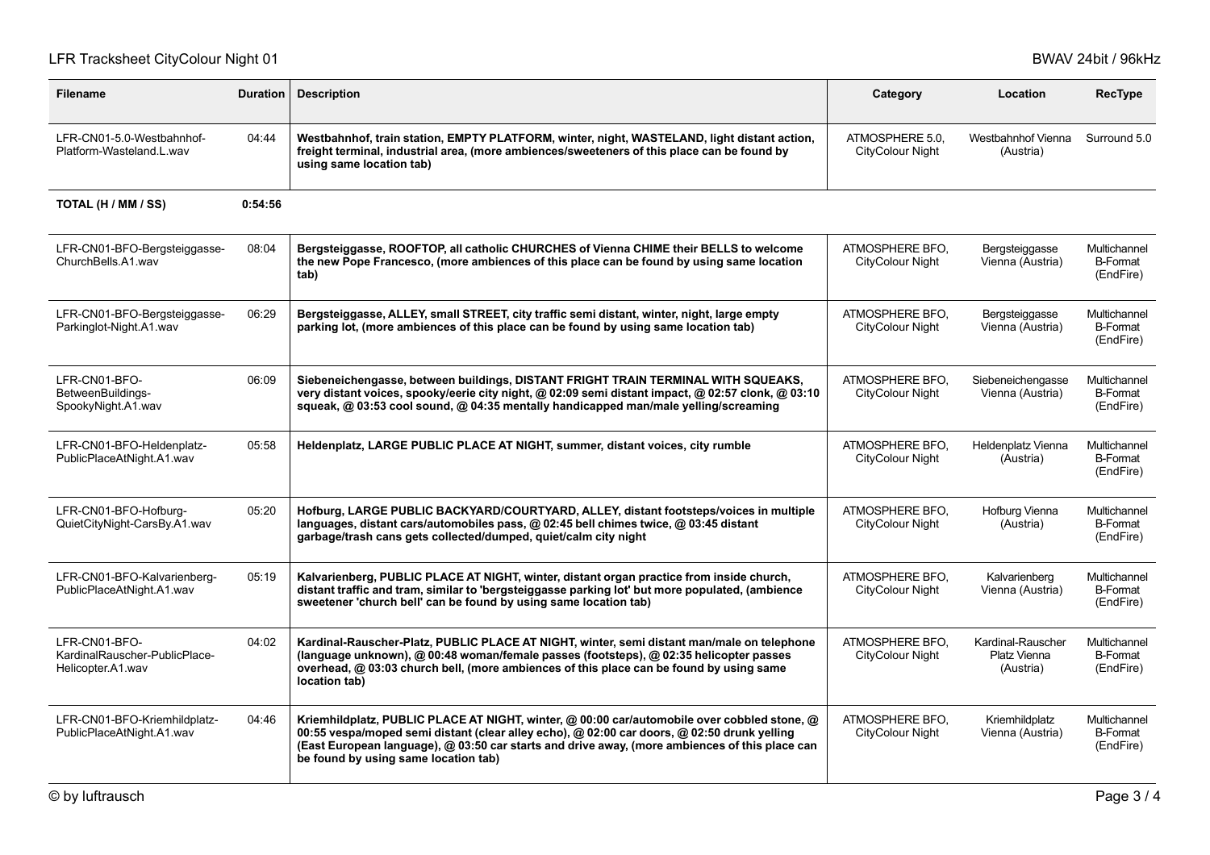| Filename | Duration | Description | Category | Location | RecType |
|---|---|---|---|---|---|
| LFR-CN01-5.0-Westbahnhof-Platform-Wasteland.L.wav | 04:44 | **Westbahnhof, train station, EMPTY PLATFORM, winter, night, WASTELAND, light distant action, freight terminal, industrial area, (more ambiences/sweeteners of this place can be found by using same location tab)** | ATMOSPHERE 5.0, CityColour Night | Westbahnhof Vienna (Austria) | Surround 5.0 |
| **TOTAL (H / MM / SS)** | **0:54:56** | | | | |
| LFR-CN01-BFO-Bergsteiggasse-ChurchBells.A1.wav | 08:04 | **Bergsteiggasse, ROOFTOP, all catholic CHURCHES of Vienna CHIME their BELLS to welcome the new Pope Francesco, (more ambiences of this place can be found by using same location tab)** | ATMOSPHERE BFO, CityColour Night | Bergsteiggasse Vienna (Austria) | Multichannel B-Format (EndFire) |
| LFR-CN01-BFO-Bergsteiggasse-Parkinglot-Night.A1.wav | 06:29 | **Bergsteiggasse, ALLEY, small STREET, city traffic semi distant, winter, night, large empty parking lot, (more ambiences of this place can be found by using same location tab)** | ATMOSPHERE BFO, CityColour Night | Bergsteiggasse Vienna (Austria) | Multichannel B-Format (EndFire) |
| LFR-CN01-BFO-BetweenBuildings-SpookyNight.A1.wav | 06:09 | **Siebeneichengasse, between buildings, DISTANT FRIGHT TRAIN TERMINAL WITH SQUEAKS, very distant voices, spooky/eerie city night, @ 02:09 semi distant impact, @ 02:57 clonk, @ 03:10 squeak, @ 03:53 cool sound, @ 04:35 mentally handicapped man/male yelling/screaming** | ATMOSPHERE BFO, CityColour Night | Siebeneichengasse Vienna (Austria) | Multichannel B-Format (EndFire) |
| LFR-CN01-BFO-Heldenplatz-PublicPlaceAtNight.A1.wav | 05:58 | **Heldenplatz, LARGE PUBLIC PLACE AT NIGHT, summer, distant voices, city rumble** | ATMOSPHERE BFO, CityColour Night | Heldenplatz Vienna (Austria) | Multichannel B-Format (EndFire) |
| LFR-CN01-BFO-Hofburg-QuietCityNight-CarsBy.A1.wav | 05:20 | **Hofburg, LARGE PUBLIC BACKYARD/COURTYARD, ALLEY, distant footsteps/voices in multiple languages, distant cars/automobiles pass, @ 02:45 bell chimes twice, @ 03:45 distant garbage/trash cans gets collected/dumped, quiet/calm city night** | ATMOSPHERE BFO, CityColour Night | Hofburg Vienna (Austria) | Multichannel B-Format (EndFire) |
| LFR-CN01-BFO-Kalvarienberg-PublicPlaceAtNight.A1.wav | 05:19 | **Kalvarienberg, PUBLIC PLACE AT NIGHT, winter, distant organ practice from inside church, distant traffic and tram, similar to 'bergsteiggasse parking lot' but more populated, (ambience sweetener 'church bell' can be found by using same location tab)** | ATMOSPHERE BFO, CityColour Night | Kalvarienberg Vienna (Austria) | Multichannel B-Format (EndFire) |
| LFR-CN01-BFO-KardinalRauscher-PublicPlace-Helicopter.A1.wav | 04:02 | **Kardinal-Rauscher-Platz, PUBLIC PLACE AT NIGHT, winter, semi distant man/male on telephone (language unknown), @ 00:48 woman/female passes (footsteps), @ 02:35 helicopter passes overhead, @ 03:03 church bell, (more ambiences of this place can be found by using same location tab)** | ATMOSPHERE BFO, CityColour Night | Kardinal-Rauscher Platz Vienna (Austria) | Multichannel B-Format (EndFire) |
| LFR-CN01-BFO-Kriemhildplatz-PublicPlaceAtNight.A1.wav | 04:46 | **Kriemhildplatz, PUBLIC PLACE AT NIGHT, winter, @ 00:00 car/automobile over cobbled stone, @ 00:55 vespa/moped semi distant (clear alley echo), @ 02:00 car doors, @ 02:50 drunk yelling (East European language), @ 03:50 car starts and drive away, (more ambiences of this place can be found by using same location tab)** | ATMOSPHERE BFO, CityColour Night | Kriemhildplatz Vienna (Austria) | Multichannel B-Format (EndFire) |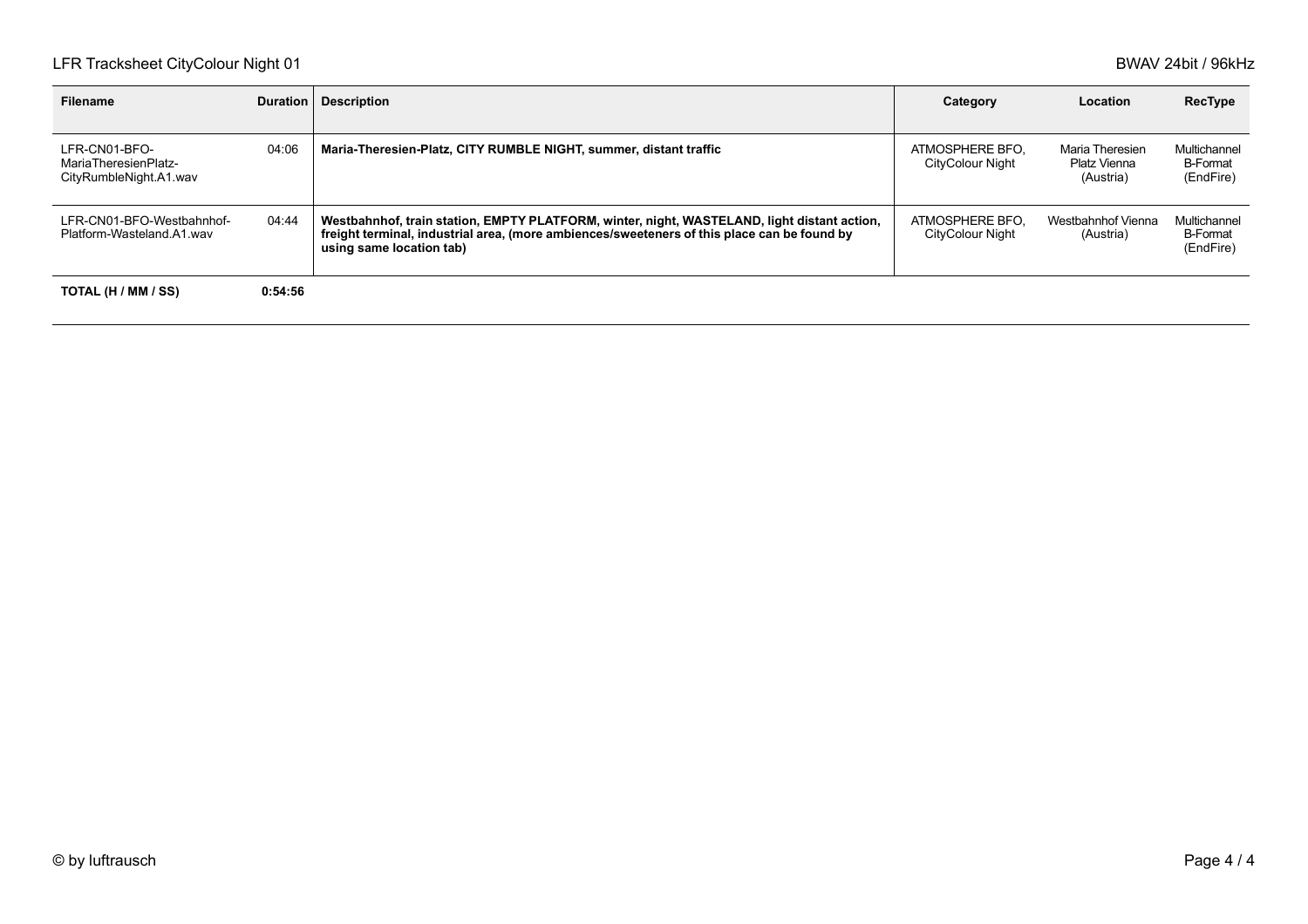| Filename | Duration | Description | Category | Location | RecType |
|---|---|---|---|---|---|
| LFR-CN01-BFO-MariaTheresienPlatz-CityRumbleNight.A1.wav | 04:06 | **Maria-Theresien-Platz, CITY RUMBLE NIGHT, summer, distant traffic** | ATMOSPHERE BFO, CityColour Night | Maria Theresien Platz Vienna (Austria) | Multichannel B-Format (EndFire) |
| LFR-CN01-BFO-Westbahnhof-Platform-Wasteland.A1.wav | 04:44 | **Westbahnhof, train station, EMPTY PLATFORM, winter, night, WASTELAND, light distant action, freight terminal, industrial area, (more ambiences/sweeteners of this place can be found by using same location tab)** | ATMOSPHERE BFO, CityColour Night | Westbahnhof Vienna (Austria) | Multichannel B-Format (EndFire) |
| **TOTAL (H / MM / SS)** | **0:54:56** | | | | |